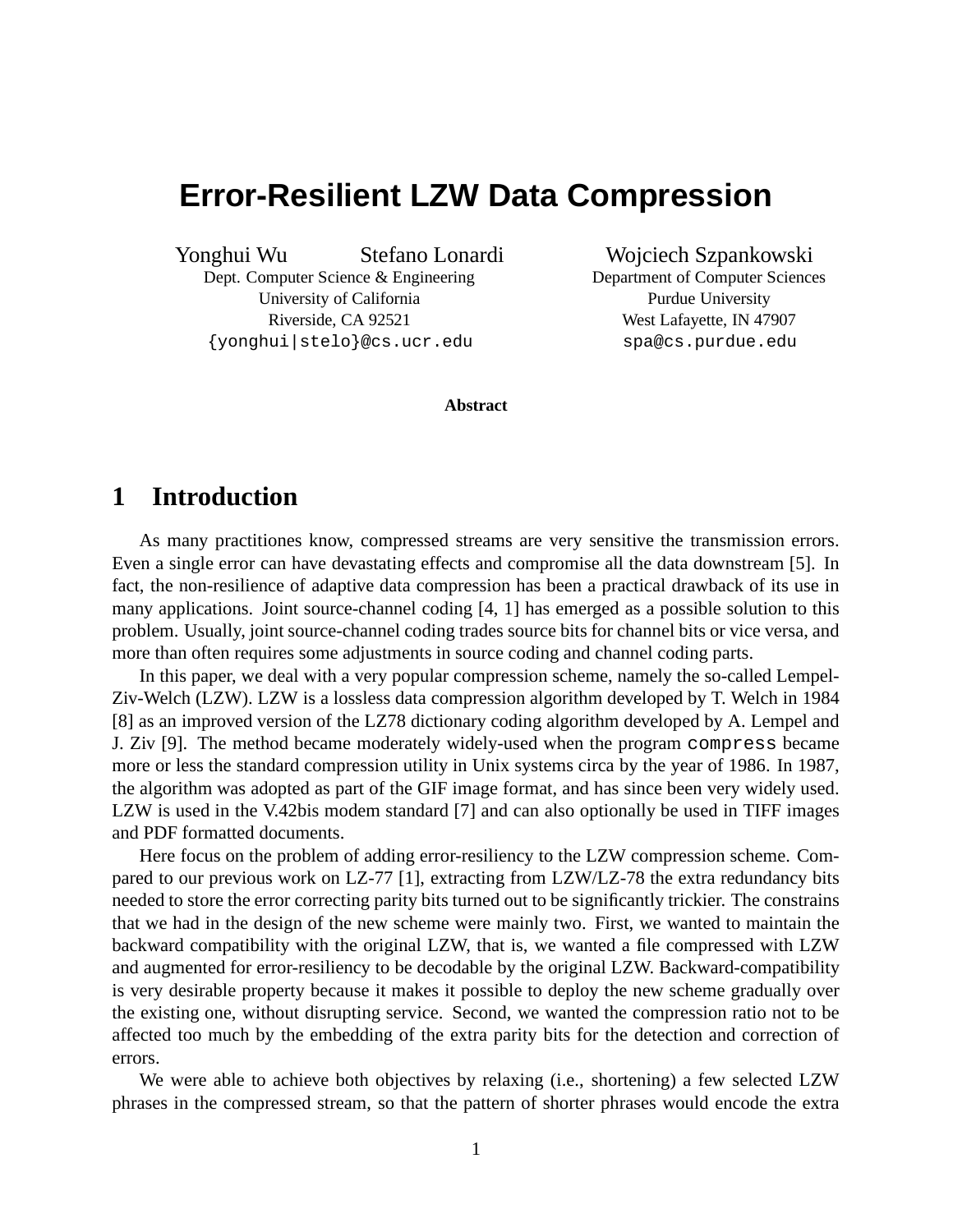# Error-Resilient LZW Data Compression

Yonghui Wu  Stefano Lonardi
Dept. Computer Science & Engineering
University of California
Riverside, CA 92521
{yonghui|stelo}@cs.ucr.edu

Wojciech Szpankowski
Department of Computer Sciences
Purdue University
West Lafayette, IN 47907
spa@cs.purdue.edu

**Abstract**

## 1 Introduction

As many practitiones know, compressed streams are very sensitive the transmission errors. Even a single error can have devastating effects and compromise all the data downstream [5]. In fact, the non-resilience of adaptive data compression has been a practical drawback of its use in many applications. Joint source-channel coding [4, 1] has emerged as a possible solution to this problem. Usually, joint source-channel coding trades source bits for channel bits or vice versa, and more than often requires some adjustments in source coding and channel coding parts.

In this paper, we deal with a very popular compression scheme, namely the so-called Lempel-Ziv-Welch (LZW). LZW is a lossless data compression algorithm developed by T. Welch in 1984 [8] as an improved version of the LZ78 dictionary coding algorithm developed by A. Lempel and J. Ziv [9]. The method became moderately widely-used when the program `compress` became more or less the standard compression utility in Unix systems circa by the year of 1986. In 1987, the algorithm was adopted as part of the GIF image format, and has since been very widely used. LZW is used in the V.42bis modem standard [7] and can also optionally be used in TIFF images and PDF formatted documents.

Here focus on the problem of adding error-resiliency to the LZW compression scheme. Compared to our previous work on LZ-77 [1], extracting from LZW/LZ-78 the extra redundancy bits needed to store the error correcting parity bits turned out to be significantly trickier. The constrains that we had in the design of the new scheme were mainly two. First, we wanted to maintain the backward compatibility with the original LZW, that is, we wanted a file compressed with LZW and augmented for error-resiliency to be decodable by the original LZW. Backward-compatibility is very desirable property because it makes it possible to deploy the new scheme gradually over the existing one, without disrupting service. Second, we wanted the compression ratio not to be affected too much by the embedding of the extra parity bits for the detection and correction of errors.

We were able to achieve both objectives by relaxing (i.e., shortening) a few selected LZW phrases in the compressed stream, so that the pattern of shorter phrases would encode the extra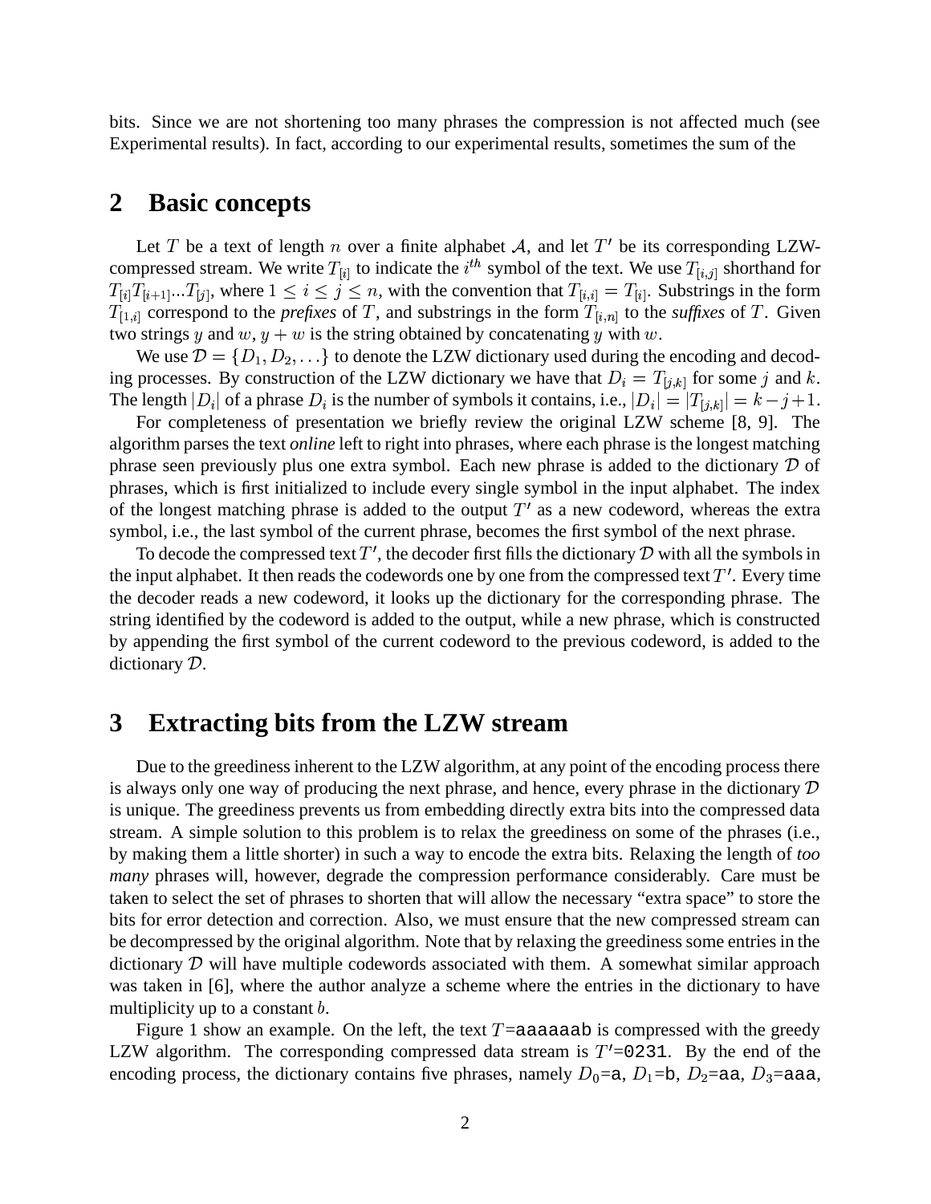bits. Since we are not shortening too many phrases the compression is not affected much (see Experimental results). In fact, according to our experimental results, sometimes the sum of the

## 2 Basic concepts

Let $T$ be a text of length $n$ over a finite alphabet $\mathcal{A}$, and let $T'$ be its corresponding LZW-compressed stream. We write $T_{[i]}$ to indicate the $i^{th}$ symbol of the text. We use $T_{[i,j]}$ shorthand for $T_{[i]}T_{[i+1]}...T_{[j]}$, where $1 \leq i \leq j \leq n$, with the convention that $T_{[i,i]} = T_{[i]}$. Substrings in the form $T_{[1,i]}$ correspond to the *prefixes* of $T$, and substrings in the form $T_{[i,n]}$ to the *suffixes* of $T$. Given two strings $y$ and $w$, $y + w$ is the string obtained by concatenating $y$ with $w$.

We use $\mathcal{D} = \{D_1, D_2, \ldots\}$ to denote the LZW dictionary used during the encoding and decoding processes. By construction of the LZW dictionary we have that $D_i = T_{[j,k]}$ for some $j$ and $k$. The length $|D_i|$ of a phrase $D_i$ is the number of symbols it contains, i.e., $|D_i| = |T_{[j,k]}| = k - j + 1$.

For completeness of presentation we briefly review the original LZW scheme [8, 9]. The algorithm parses the text *online* left to right into phrases, where each phrase is the longest matching phrase seen previously plus one extra symbol. Each new phrase is added to the dictionary $\mathcal{D}$ of phrases, which is first initialized to include every single symbol in the input alphabet. The index of the longest matching phrase is added to the output $T'$ as a new codeword, whereas the extra symbol, i.e., the last symbol of the current phrase, becomes the first symbol of the next phrase.

To decode the compressed text $T'$, the decoder first fills the dictionary $\mathcal{D}$ with all the symbols in the input alphabet. It then reads the codewords one by one from the compressed text $T'$. Every time the decoder reads a new codeword, it looks up the dictionary for the corresponding phrase. The string identified by the codeword is added to the output, while a new phrase, which is constructed by appending the first symbol of the current codeword to the previous codeword, is added to the dictionary $\mathcal{D}$.

## 3 Extracting bits from the LZW stream

Due to the greediness inherent to the LZW algorithm, at any point of the encoding process there is always only one way of producing the next phrase, and hence, every phrase in the dictionary $\mathcal{D}$ is unique. The greediness prevents us from embedding directly extra bits into the compressed data stream. A simple solution to this problem is to relax the greediness on some of the phrases (i.e., by making them a little shorter) in such a way to encode the extra bits. Relaxing the length of *too many* phrases will, however, degrade the compression performance considerably. Care must be taken to select the set of phrases to shorten that will allow the necessary "extra space" to store the bits for error detection and correction. Also, we must ensure that the new compressed stream can be decompressed by the original algorithm. Note that by relaxing the greediness some entries in the dictionary $\mathcal{D}$ will have multiple codewords associated with them. A somewhat similar approach was taken in [6], where the author analyze a scheme where the entries in the dictionary to have multiplicity up to a constant $b$.

Figure 1 show an example. On the left, the text $T$=`aaaaaab` is compressed with the greedy LZW algorithm. The corresponding compressed data stream is $T'$=`0231`. By the end of the encoding process, the dictionary contains five phrases, namely $D_0$=`a`, $D_1$=`b`, $D_2$=`aa`, $D_3$=`aaa`,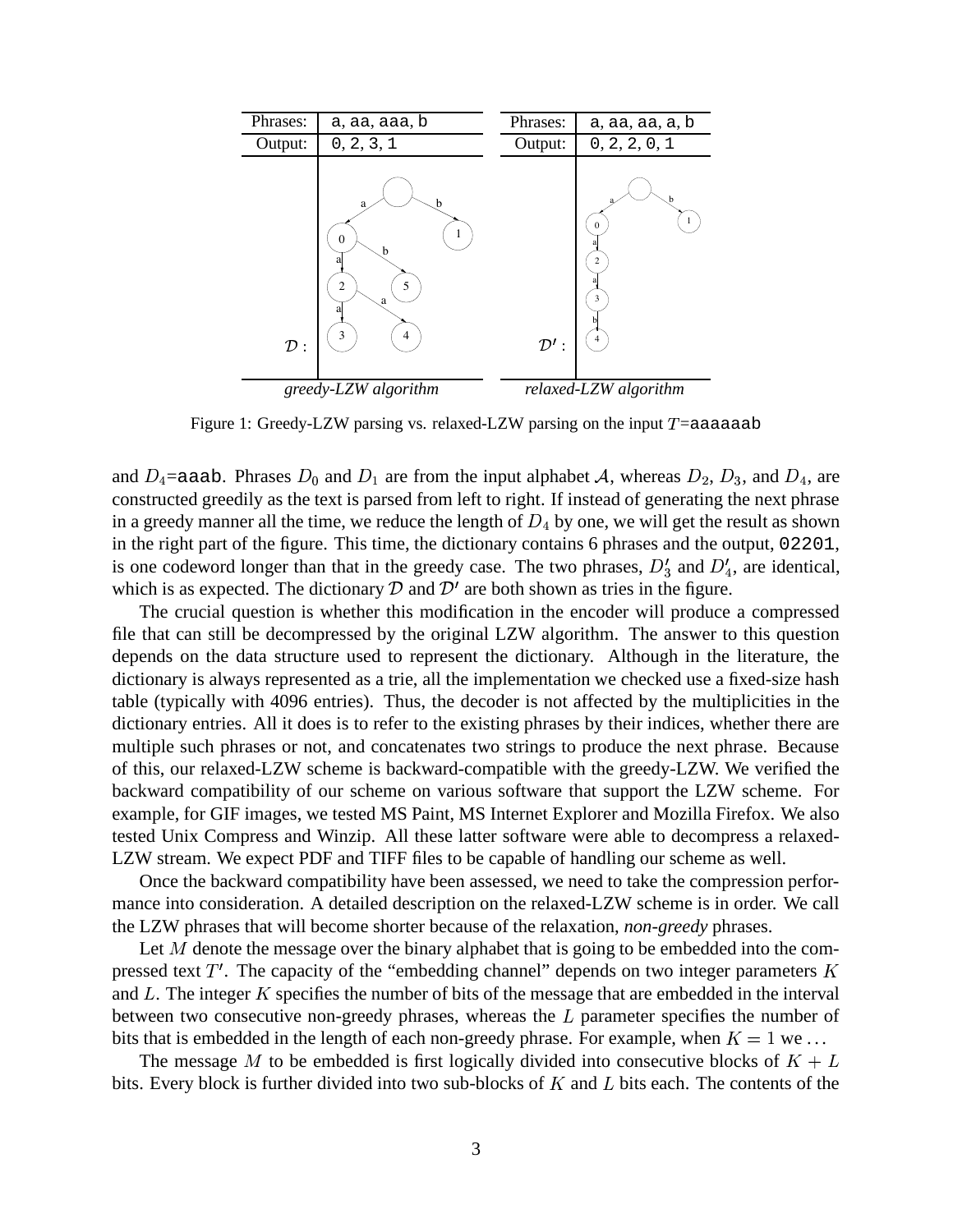| Phrases: | a, aa, aaa, b | Phrases: | a, aa, aa, a, b |
|---|---|---|---|
| Output: | 0, 2, 3, 1 | Output: | 0, 2, 2, 0, 1 |
| $\mathcal{D}$ : | | $\mathcal{D}'$ : | |
| | *greedy-LZW algorithm* | | *relaxed-LZW algorithm* |

Figure 1: Greedy-LZW parsing vs. relaxed-LZW parsing on the input $T$=aaaaaab

and $D_4$=aaab. Phrases $D_0$ and $D_1$ are from the input alphabet $\mathcal{A}$, whereas $D_2$, $D_3$, and $D_4$, are constructed greedily as the text is parsed from left to right. If instead of generating the next phrase in a greedy manner all the time, we reduce the length of $D_4$ by one, we will get the result as shown in the right part of the figure. This time, the dictionary contains 6 phrases and the output, 02201, is one codeword longer than that in the greedy case. The two phrases, $D'_3$ and $D'_4$, are identical, which is as expected. The dictionary $\mathcal{D}$ and $\mathcal{D}'$ are both shown as tries in the figure.

The crucial question is whether this modification in the encoder will produce a compressed file that can still be decompressed by the original LZW algorithm. The answer to this question depends on the data structure used to represent the dictionary. Although in the literature, the dictionary is always represented as a trie, all the implementation we checked use a fixed-size hash table (typically with 4096 entries). Thus, the decoder is not affected by the multiplicities in the dictionary entries. All it does is to refer to the existing phrases by their indices, whether there are multiple such phrases or not, and concatenates two strings to produce the next phrase. Because of this, our relaxed-LZW scheme is backward-compatible with the greedy-LZW. We verified the backward compatibility of our scheme on various software that support the LZW scheme. For example, for GIF images, we tested MS Paint, MS Internet Explorer and Mozilla Firefox. We also tested Unix Compress and Winzip. All these latter software were able to decompress a relaxed-LZW stream. We expect PDF and TIFF files to be capable of handling our scheme as well.

Once the backward compatibility have been assessed, we need to take the compression performance into consideration. A detailed description on the relaxed-LZW scheme is in order. We call the LZW phrases that will become shorter because of the relaxation, *non-greedy* phrases.

Let $M$ denote the message over the binary alphabet that is going to be embedded into the compressed text $T'$. The capacity of the "embedding channel" depends on two integer parameters $K$ and $L$. The integer $K$ specifies the number of bits of the message that are embedded in the interval between two consecutive non-greedy phrases, whereas the $L$ parameter specifies the number of bits that is embedded in the length of each non-greedy phrase. For example, when $K = 1$ we ...

The message $M$ to be embedded is first logically divided into consecutive blocks of $K + L$ bits. Every block is further divided into two sub-blocks of $K$ and $L$ bits each. The contents of the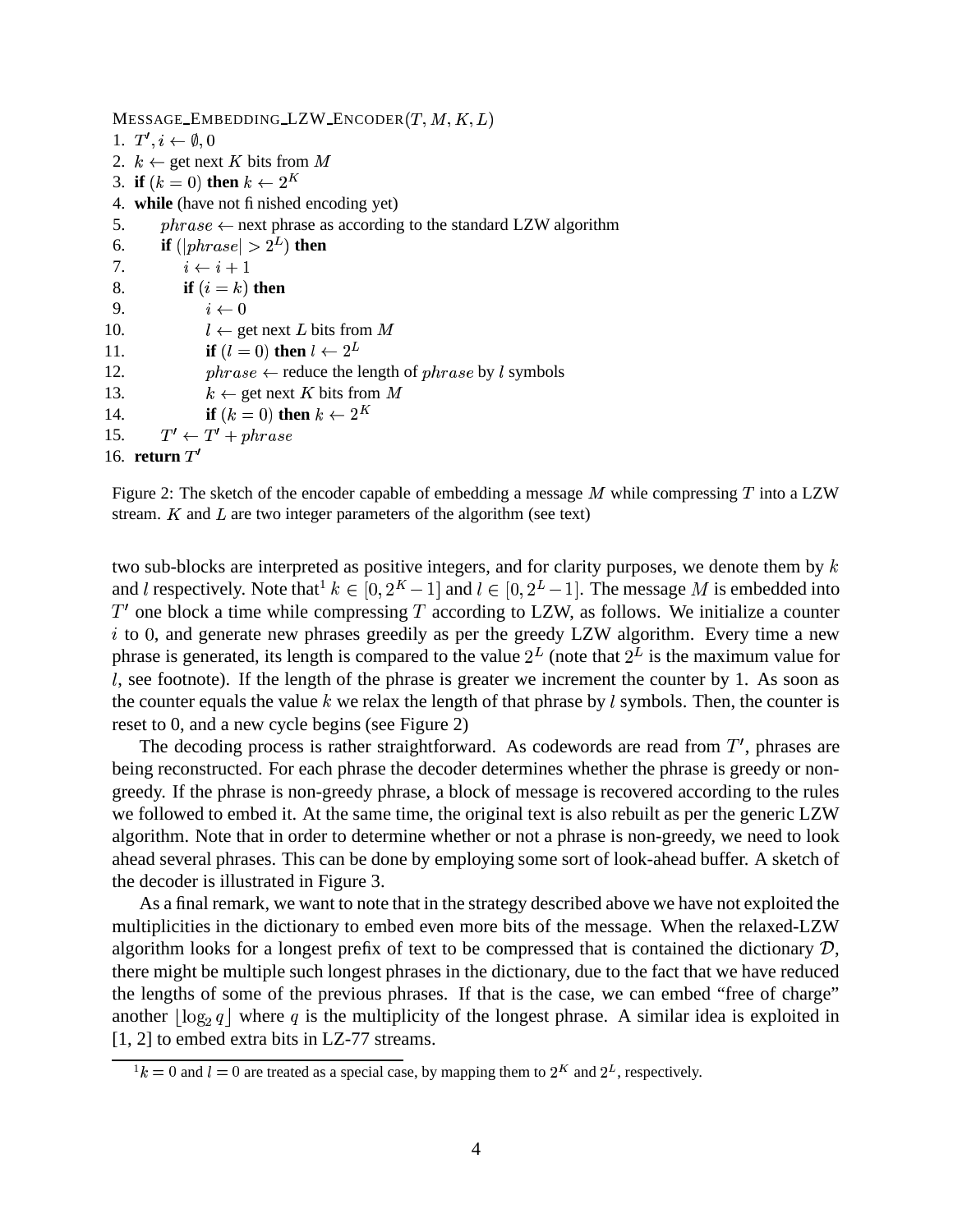```
MESSAGE_EMBEDDING_LZW_ENCODER(T, M, K, L)
1.  T', i ← ∅, 0
2.  k ← get next K bits from M
3.  if (k = 0) then k ← 2^K
4.  while (have not finished encoding yet)
5.      phrase ← next phrase as according to the standard LZW algorithm
6.      if (|phrase| > 2^L) then
7.          i ← i + 1
8.          if (i = k) then
9.              i ← 0
10.             l ← get next L bits from M
11.             if (l = 0) then l ← 2^L
12.             phrase ← reduce the length of phrase by l symbols
13.             k ← get next K bits from M
14.             if (k = 0) then k ← 2^K
15.     T' ← T' + phrase
16. return T'
```

Figure 2: The sketch of the encoder capable of embedding a message $M$ while compressing $T$ into a LZW stream. $K$ and $L$ are two integer parameters of the algorithm (see text)

two sub-blocks are interpreted as positive integers, and for clarity purposes, we denote them by $k$ and $l$ respectively. Note that[1] $k \in [0, 2^K - 1]$ and $l \in [0, 2^L - 1]$. The message $M$ is embedded into $T'$ one block a time while compressing $T$ according to LZW, as follows. We initialize a counter $i$ to 0, and generate new phrases greedily as per the greedy LZW algorithm. Every time a new phrase is generated, its length is compared to the value $2^L$ (note that $2^L$ is the maximum value for $l$, see footnote). If the length of the phrase is greater we increment the counter by 1. As soon as the counter equals the value $k$ we relax the length of that phrase by $l$ symbols. Then, the counter is reset to 0, and a new cycle begins (see Figure 2)

The decoding process is rather straightforward. As codewords are read from $T'$, phrases are being reconstructed. For each phrase the decoder determines whether the phrase is greedy or non-greedy. If the phrase is non-greedy phrase, a block of message is recovered according to the rules we followed to embed it. At the same time, the original text is also rebuilt as per the generic LZW algorithm. Note that in order to determine whether or not a phrase is non-greedy, we need to look ahead several phrases. This can be done by employing some sort of look-ahead buffer. A sketch of the decoder is illustrated in Figure 3.

As a final remark, we want to note that in the strategy described above we have not exploited the multiplicities in the dictionary to embed even more bits of the message. When the relaxed-LZW algorithm looks for a longest prefix of text to be compressed that is contained the dictionary $\mathcal{D}$, there might be multiple such longest phrases in the dictionary, due to the fact that we have reduced the lengths of some of the previous phrases. If that is the case, we can embed "free of charge" another $\lfloor \log_2 q \rfloor$ where $q$ is the multiplicity of the longest phrase. A similar idea is exploited in [1, 2] to embed extra bits in LZ-77 streams.

[1] $k = 0$ and $l = 0$ are treated as a special case, by mapping them to $2^K$ and $2^L$, respectively.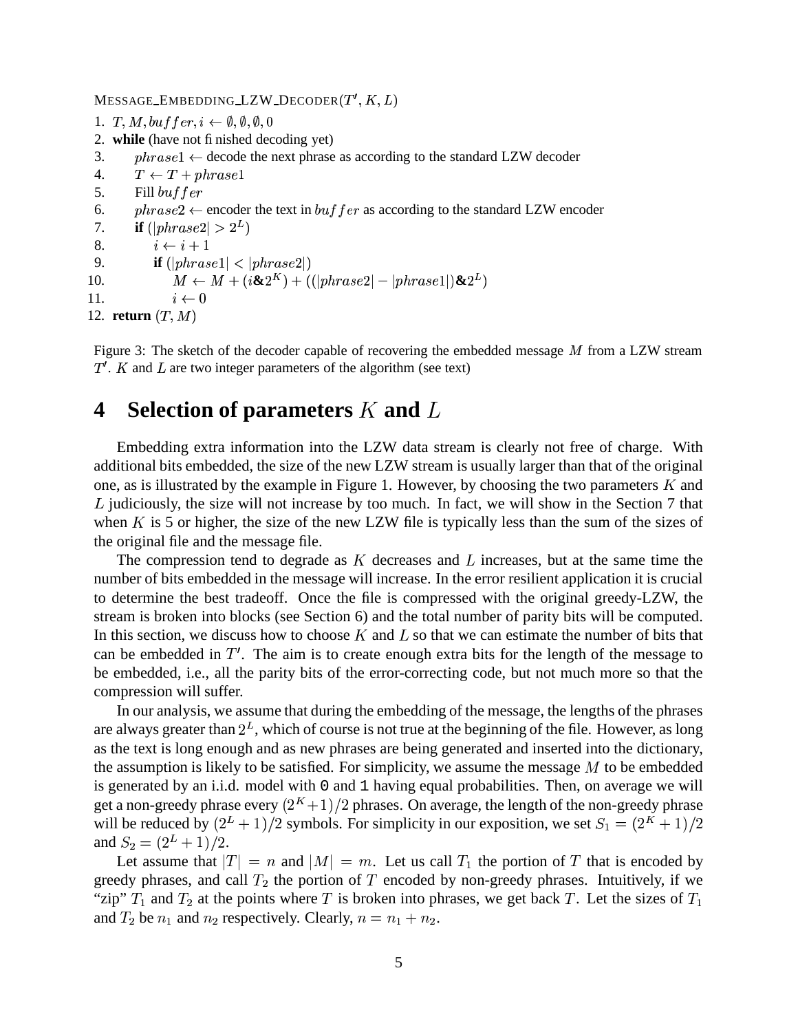MESSAGE_EMBEDDING_LZW_DECODER($T'$, $K$, $L$)

```
1.  T, M, buffer, i ← ∅, ∅, ∅, 0
2.  while (have not finished decoding yet)
3.      phrase1 ← decode the next phrase as according to the standard LZW decoder
4.      T ← T + phrase1
5.      Fill buffer
6.      phrase2 ← encoder the text in buffer as according to the standard LZW encoder
7.      if (|phrase2| > 2^L)
8.          i ← i + 1
9.          if (|phrase1| < |phrase2|)
10.             M ← M + (i&2^K) + ((|phrase2| − |phrase1|)&2^L)
11.             i ← 0
12. return (T, M)
```

Figure 3: The sketch of the decoder capable of recovering the embedded message $M$ from a LZW stream $T'$. $K$ and $L$ are two integer parameters of the algorithm (see text)

# 4 Selection of parameters $K$ and $L$

Embedding extra information into the LZW data stream is clearly not free of charge. With additional bits embedded, the size of the new LZW stream is usually larger than that of the original one, as is illustrated by the example in Figure 1. However, by choosing the two parameters $K$ and $L$ judiciously, the size will not increase by too much. In fact, we will show in the Section 7 that when $K$ is 5 or higher, the size of the new LZW file is typically less than the sum of the sizes of the original file and the message file.

The compression tend to degrade as $K$ decreases and $L$ increases, but at the same time the number of bits embedded in the message will increase. In the error resilient application it is crucial to determine the best tradeoff. Once the file is compressed with the original greedy-LZW, the stream is broken into blocks (see Section 6) and the total number of parity bits will be computed. In this section, we discuss how to choose $K$ and $L$ so that we can estimate the number of bits that can be embedded in $T'$. The aim is to create enough extra bits for the length of the message to be embedded, i.e., all the parity bits of the error-correcting code, but not much more so that the compression will suffer.

In our analysis, we assume that during the embedding of the message, the lengths of the phrases are always greater than $2^L$, which of course is not true at the beginning of the file. However, as long as the text is long enough and as new phrases are being generated and inserted into the dictionary, the assumption is likely to be satisfied. For simplicity, we assume the message $M$ to be embedded is generated by an i.i.d. model with 0 and 1 having equal probabilities. Then, on average we will get a non-greedy phrase every $(2^K+1)/2$ phrases. On average, the length of the non-greedy phrase will be reduced by $(2^L+1)/2$ symbols. For simplicity in our exposition, we set $S_1 = (2^K+1)/2$ and $S_2 = (2^L+1)/2$.

Let assume that $|T| = n$ and $|M| = m$. Let us call $T_1$ the portion of $T$ that is encoded by greedy phrases, and call $T_2$ the portion of $T$ encoded by non-greedy phrases. Intuitively, if we "zip" $T_1$ and $T_2$ at the points where $T$ is broken into phrases, we get back $T$. Let the sizes of $T_1$ and $T_2$ be $n_1$ and $n_2$ respectively. Clearly, $n = n_1 + n_2$.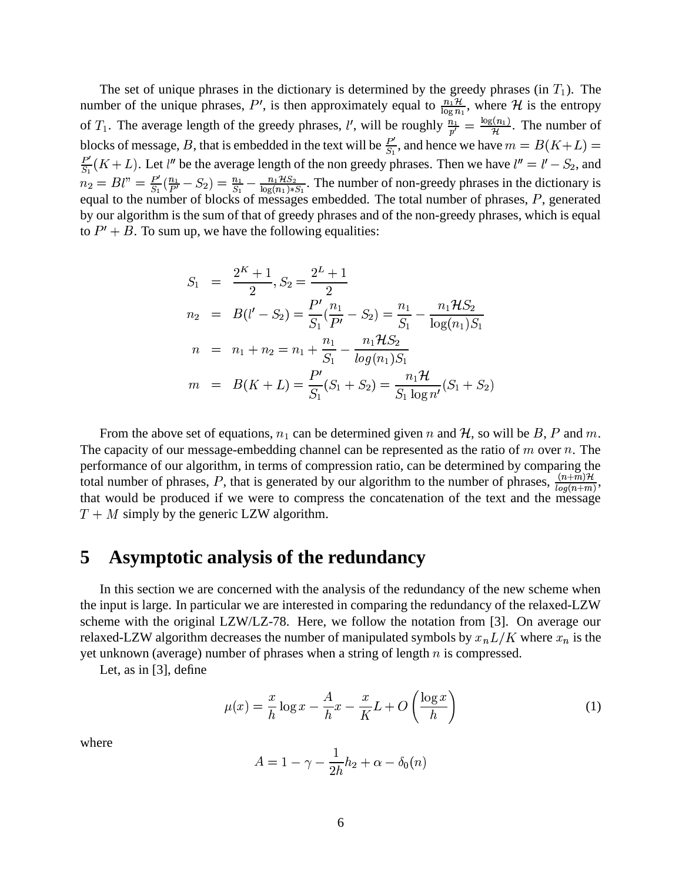The set of unique phrases in the dictionary is determined by the greedy phrases (in $T_1$). The number of the unique phrases, $P'$, is then approximately equal to $\frac{n_1 \mathcal{H}}{\log n_1}$, where $\mathcal{H}$ is the entropy of $T_1$. The average length of the greedy phrases, $l'$, will be roughly $\frac{n_1}{p'} = \frac{\log(n_1)}{\mathcal{H}}$. The number of blocks of message, $B$, that is embedded in the text will be $\frac{P'}{S_1}$, and hence we have $m = B(K+L) = \frac{P'}{S_1}(K+L)$. Let $l''$ be the average length of the non greedy phrases. Then we have $l'' = l' - S_2$, and $n_2 = Bl" = \frac{P'}{S_1}(\frac{n_1}{P'} - S_2) = \frac{n_1}{S_1} - \frac{n_1 \mathcal{H} S_2}{\log(n_1) * S_1}$. The number of non-greedy phrases in the dictionary is equal to the number of blocks of messages embedded. The total number of phrases, $P$, generated by our algorithm is the sum of that of greedy phrases and of the non-greedy phrases, which is equal to $P' + B$. To sum up, we have the following equalities:

$$
\begin{aligned}
S_1 &= \frac{2^K + 1}{2}, S_2 = \frac{2^L + 1}{2} \\
n_2 &= B(l' - S_2) = \frac{P'}{S_1}(\frac{n_1}{P'} - S_2) = \frac{n_1}{S_1} - \frac{n_1 \mathcal{H} S_2}{\log(n_1) S_1} \\
n &= n_1 + n_2 = n_1 + \frac{n_1}{S_1} - \frac{n_1 \mathcal{H} S_2}{log(n_1) S_1} \\
m &= B(K+L) = \frac{P'}{S_1}(S_1 + S_2) = \frac{n_1 \mathcal{H}}{S_1 \log n'}(S_1 + S_2)
\end{aligned}
$$

From the above set of equations, $n_1$ can be determined given $n$ and $\mathcal{H}$, so will be $B$, $P$ and $m$. The capacity of our message-embedding channel can be represented as the ratio of $m$ over $n$. The performance of our algorithm, in terms of compression ratio, can be determined by comparing the total number of phrases, $P$, that is generated by our algorithm to the number of phrases, $\frac{(n+m)\mathcal{H}}{log(n+m)}$, that would be produced if we were to compress the concatenation of the text and the message $T + M$ simply by the generic LZW algorithm.

# 5 Asymptotic analysis of the redundancy

In this section we are concerned with the analysis of the redundancy of the new scheme when the input is large. In particular we are interested in comparing the redundancy of the relaxed-LZW scheme with the original LZW/LZ-78. Here, we follow the notation from [3]. On average our relaxed-LZW algorithm decreases the number of manipulated symbols by $x_n L/K$ where $x_n$ is the yet unknown (average) number of phrases when a string of length $n$ is compressed.

Let, as in [3], define

$$
\mu(x) = \frac{x}{h} \log x - \frac{A}{h} x - \frac{x}{K} L + O\left(\frac{\log x}{h}\right) \tag{1}
$$

where

$$
A = 1 - \gamma - \frac{1}{2h} h_2 + \alpha - \delta_0(n)
$$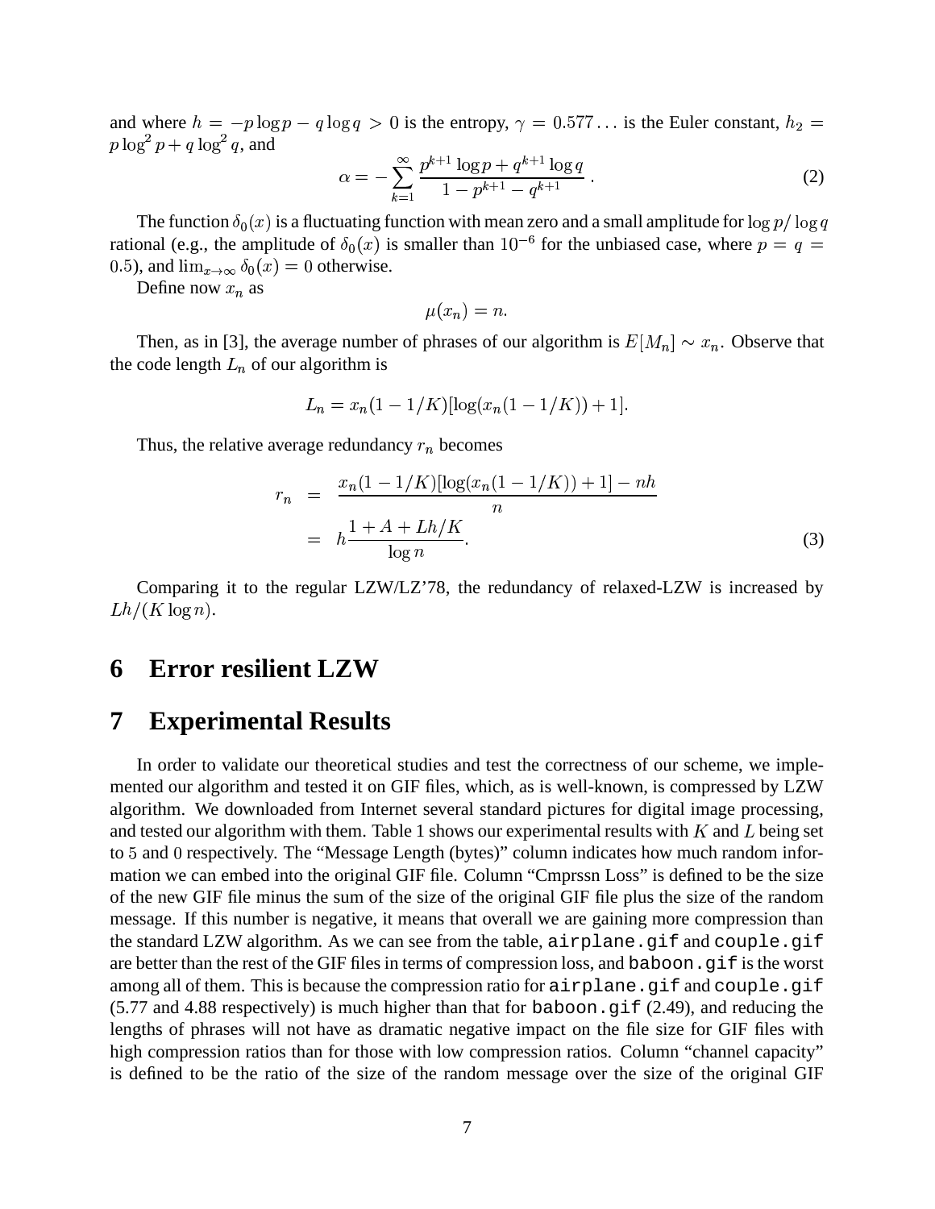and where $h = -p \log p - q \log q > 0$ is the entropy, $\gamma = 0.577\ldots$ is the Euler constant, $h_2 = p \log^2 p + q \log^2 q$, and

$$\alpha = -\sum_{k=1}^{\infty} \frac{p^{k+1} \log p + q^{k+1} \log q}{1 - p^{k+1} - q^{k+1}} \,. \tag{2}$$

The function $\delta_0(x)$ is a fluctuating function with mean zero and a small amplitude for $\log p / \log q$ rational (e.g., the amplitude of $\delta_0(x)$ is smaller than $10^{-6}$ for the unbiased case, where $p = q = 0.5$), and $\lim_{x \to \infty} \delta_0(x) = 0$ otherwise.

Define now $x_n$ as

$$\mu(x_n) = n.$$

Then, as in [3], the average number of phrases of our algorithm is $E[M_n] \sim x_n$. Observe that the code length $L_n$ of our algorithm is

$$L_n = x_n(1 - 1/K)[\log(x_n(1 - 1/K)) + 1].$$

Thus, the relative average redundancy $r_n$ becomes

$$\begin{aligned} r_n &= \frac{x_n(1 - 1/K)[\log(x_n(1 - 1/K)) + 1] - nh}{n} \\ &= h \frac{1 + A + Lh/K}{\log n}. \end{aligned} \tag{3}$$

Comparing it to the regular LZW/LZ'78, the redundancy of relaxed-LZW is increased by $Lh/(K \log n)$.

## 6 Error resilient LZW

## 7 Experimental Results

In order to validate our theoretical studies and test the correctness of our scheme, we implemented our algorithm and tested it on GIF files, which, as is well-known, is compressed by LZW algorithm. We downloaded from Internet several standard pictures for digital image processing, and tested our algorithm with them. Table 1 shows our experimental results with $K$ and $L$ being set to 5 and 0 respectively. The "Message Length (bytes)" column indicates how much random information we can embed into the original GIF file. Column "Cmprssn Loss" is defined to be the size of the new GIF file minus the sum of the size of the original GIF file plus the size of the random message. If this number is negative, it means that overall we are gaining more compression than the standard LZW algorithm. As we can see from the table, `airplane.gif` and `couple.gif` are better than the rest of the GIF files in terms of compression loss, and `baboon.gif` is the worst among all of them. This is because the compression ratio for `airplane.gif` and `couple.gif` (5.77 and 4.88 respectively) is much higher than that for `baboon.gif` (2.49), and reducing the lengths of phrases will not have as dramatic negative impact on the file size for GIF files with high compression ratios than for those with low compression ratios. Column "channel capacity" is defined to be the ratio of the size of the random message over the size of the original GIF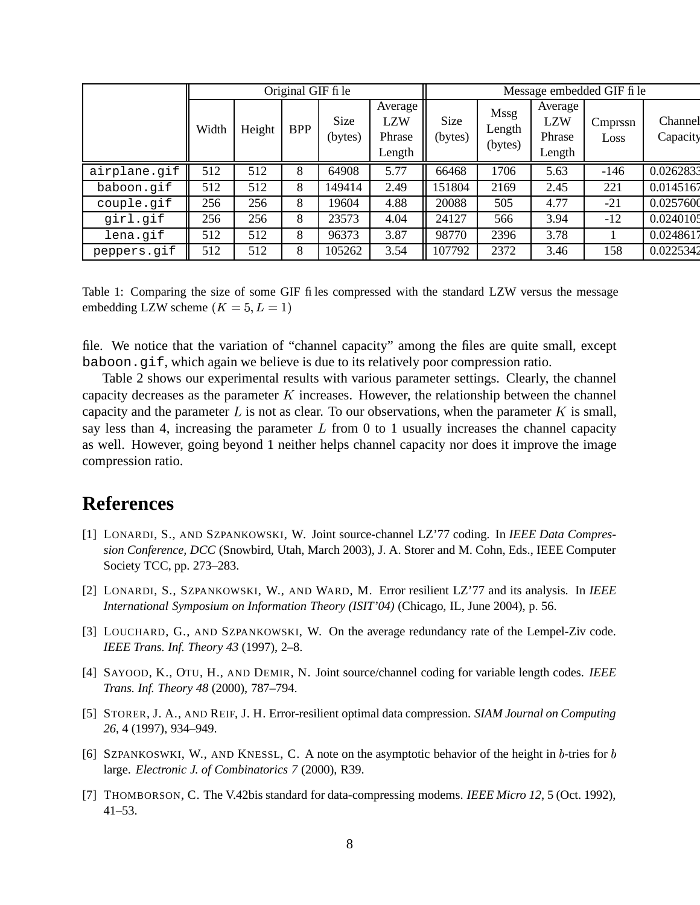| | Original GIF file | | | | | Message embedded GIF file | | | | |
|---|---|---|---|---|---|---|---|---|---|---|
| | Width | Height | BPP | Size (bytes) | Average LZW Phrase Length | Size (bytes) | Mssg Length (bytes) | Average LZW Phrase Length | Cmprssn Loss | Channel Capacity |
| airplane.gif | 512 | 512 | 8 | 64908 | 5.77 | 66468 | 1706 | 5.63 | -146 | 0.0262833 |
| baboon.gif | 512 | 512 | 8 | 149414 | 2.49 | 151804 | 2169 | 2.45 | 221 | 0.0145167 |
| couple.gif | 256 | 256 | 8 | 19604 | 4.88 | 20088 | 505 | 4.77 | -21 | 0.0257600 |
| girl.gif | 256 | 256 | 8 | 23573 | 4.04 | 24127 | 566 | 3.94 | -12 | 0.0240105 |
| lena.gif | 512 | 512 | 8 | 96373 | 3.87 | 98770 | 2396 | 3.78 | 1 | 0.0248617 |
| peppers.gif | 512 | 512 | 8 | 105262 | 3.54 | 107792 | 2372 | 3.46 | 158 | 0.0225342 |

Table 1: Comparing the size of some GIF files compressed with the standard LZW versus the message embedding LZW scheme ($K = 5, L = 1$)

file. We notice that the variation of "channel capacity" among the files are quite small, except baboon.gif, which again we believe is due to its relatively poor compression ratio.

Table 2 shows our experimental results with various parameter settings. Clearly, the channel capacity decreases as the parameter $K$ increases. However, the relationship between the channel capacity and the parameter $L$ is not as clear. To our observations, when the parameter $K$ is small, say less than 4, increasing the parameter $L$ from 0 to 1 usually increases the channel capacity as well. However, going beyond 1 neither helps channel capacity nor does it improve the image compression ratio.

## References

[1] Lonardi, S., and Szpankowski, W. Joint source-channel LZ'77 coding. In *IEEE Data Compression Conference, DCC* (Snowbird, Utah, March 2003), J. A. Storer and M. Cohn, Eds., IEEE Computer Society TCC, pp. 273–283.

[2] Lonardi, S., Szpankowski, W., and Ward, M. Error resilient LZ'77 and its analysis. In *IEEE International Symposium on Information Theory (ISIT'04)* (Chicago, IL, June 2004), p. 56.

[3] Louchard, G., and Szpankowski, W. On the average redundancy rate of the Lempel-Ziv code. *IEEE Trans. Inf. Theory 43* (1997), 2–8.

[4] Sayood, K., Otu, H., and Demir, N. Joint source/channel coding for variable length codes. *IEEE Trans. Inf. Theory 48* (2000), 787–794.

[5] Storer, J. A., and Reif, J. H. Error-resilient optimal data compression. *SIAM Journal on Computing 26*, 4 (1997), 934–949.

[6] Szpankoswki, W., and Knessl, C. A note on the asymptotic behavior of the height in $b$-tries for $b$ large. *Electronic J. of Combinatorics 7* (2000), R39.

[7] Thomborson, C. The V.42bis standard for data-compressing modems. *IEEE Micro 12*, 5 (Oct. 1992), 41–53.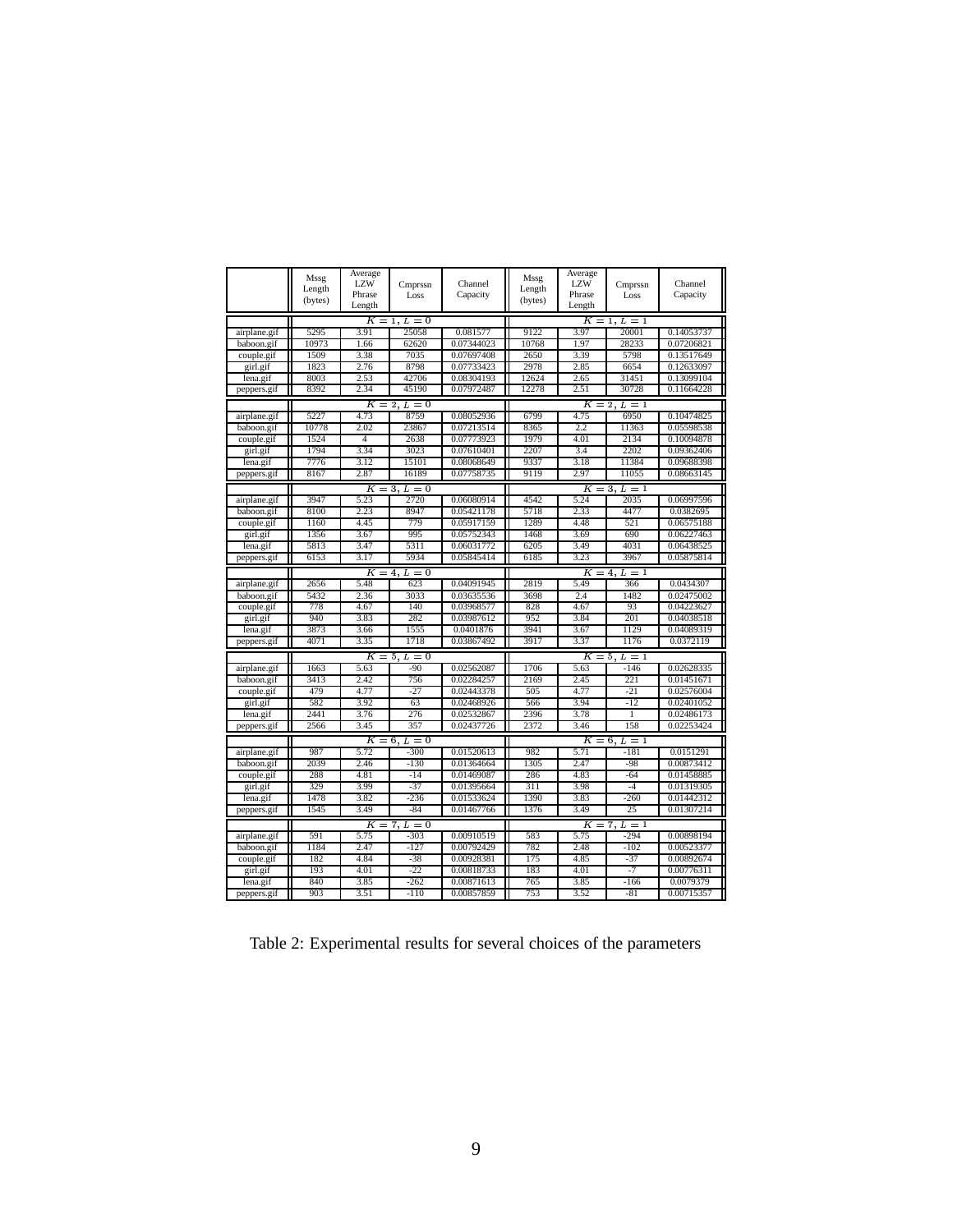| | Mssg Length (bytes) | Average LZW Phrase Length | Cmprssn Loss | Channel Capacity | Mssg Length (bytes) | Average LZW Phrase Length | Cmprssn Loss | Channel Capacity |
|---|---|---|---|---|---|---|---|---|
| | $K = 1, L = 0$ | | | | $K = 1, L = 1$ | | | |
| airplane.gif | 5295 | 3.91 | 25058 | 0.081577 | 9122 | 3.97 | 20001 | 0.14053737 |
| baboon.gif | 10973 | 1.66 | 62620 | 0.07344023 | 10768 | 1.97 | 28233 | 0.07206821 |
| couple.gif | 1509 | 3.38 | 7035 | 0.07697408 | 2650 | 3.39 | 5798 | 0.13517649 |
| girl.gif | 1823 | 2.76 | 8798 | 0.07733423 | 2978 | 2.85 | 6654 | 0.12633097 |
| lena.gif | 8003 | 2.53 | 42706 | 0.08304193 | 12624 | 2.65 | 31451 | 0.13099104 |
| peppers.gif | 8392 | 2.34 | 45190 | 0.07972487 | 12278 | 2.51 | 30728 | 0.11664228 |
| | $K = 2, L = 0$ | | | | $K = 2, L = 1$ | | | |
| airplane.gif | 5227 | 4.73 | 8759 | 0.08052936 | 6799 | 4.75 | 6950 | 0.10474825 |
| baboon.gif | 10778 | 2.02 | 23867 | 0.07213514 | 8365 | 2.2 | 11363 | 0.05598538 |
| couple.gif | 1524 | 4 | 2638 | 0.07773923 | 1979 | 4.01 | 2134 | 0.10094878 |
| girl.gif | 1794 | 3.34 | 3023 | 0.07610401 | 2207 | 3.4 | 2202 | 0.09362406 |
| lena.gif | 7776 | 3.12 | 15101 | 0.08068649 | 9337 | 3.18 | 11384 | 0.09688398 |
| peppers.gif | 8167 | 2.87 | 16189 | 0.07758735 | 9119 | 2.97 | 11055 | 0.08663145 |
| | $K = 3, L = 0$ | | | | $K = 3, L = 1$ | | | |
| airplane.gif | 3947 | 5.23 | 2720 | 0.06080914 | 4542 | 5.24 | 2035 | 0.06997596 |
| baboon.gif | 8100 | 2.23 | 8947 | 0.05421178 | 5718 | 2.33 | 4477 | 0.0382695 |
| couple.gif | 1160 | 4.45 | 779 | 0.05917159 | 1289 | 4.48 | 521 | 0.06575188 |
| girl.gif | 1356 | 3.67 | 995 | 0.05752343 | 1468 | 3.69 | 690 | 0.06227463 |
| lena.gif | 5813 | 3.47 | 5311 | 0.06031772 | 6205 | 3.49 | 4031 | 0.06438525 |
| peppers.gif | 6153 | 3.17 | 5934 | 0.05845414 | 6185 | 3.23 | 3967 | 0.05875814 |
| | $K = 4, L = 0$ | | | | $K = 4, L = 1$ | | | |
| airplane.gif | 2656 | 5.48 | 623 | 0.04091945 | 2819 | 5.49 | 366 | 0.0434307 |
| baboon.gif | 5432 | 2.36 | 3033 | 0.03635536 | 3698 | 2.4 | 1482 | 0.02475002 |
| couple.gif | 778 | 4.67 | 140 | 0.03968577 | 828 | 4.67 | 93 | 0.04223627 |
| girl.gif | 940 | 3.83 | 282 | 0.03987612 | 952 | 3.84 | 201 | 0.04038518 |
| lena.gif | 3873 | 3.66 | 1555 | 0.0401876 | 3941 | 3.67 | 1129 | 0.04089319 |
| peppers.gif | 4071 | 3.35 | 1718 | 0.03867492 | 3917 | 3.37 | 1176 | 0.0372119 |
| | $K = 5, L = 0$ | | | | $K = 5, L = 1$ | | | |
| airplane.gif | 1663 | 5.63 | -90 | 0.02562087 | 1706 | 5.63 | -146 | 0.02628335 |
| baboon.gif | 3413 | 2.42 | 756 | 0.02284257 | 2169 | 2.45 | 221 | 0.01451671 |
| couple.gif | 479 | 4.77 | -27 | 0.02443378 | 505 | 4.77 | -21 | 0.02576004 |
| girl.gif | 582 | 3.92 | 63 | 0.02468926 | 566 | 3.94 | -12 | 0.02401052 |
| lena.gif | 2441 | 3.76 | 276 | 0.02532867 | 2396 | 3.78 | 1 | 0.02486173 |
| peppers.gif | 2566 | 3.45 | 357 | 0.02437726 | 2372 | 3.46 | 158 | 0.02253424 |
| | $K = 6, L = 0$ | | | | $K = 6, L = 1$ | | | |
| airplane.gif | 987 | 5.72 | -300 | 0.01520613 | 982 | 5.71 | -181 | 0.0151291 |
| baboon.gif | 2039 | 2.46 | -130 | 0.01364664 | 1305 | 2.47 | -98 | 0.00873412 |
| couple.gif | 288 | 4.81 | -14 | 0.01469087 | 286 | 4.83 | -64 | 0.01458885 |
| girl.gif | 329 | 3.99 | -37 | 0.01395664 | 311 | 3.98 | -4 | 0.01319305 |
| lena.gif | 1478 | 3.82 | -236 | 0.01533624 | 1390 | 3.83 | -260 | 0.01442312 |
| peppers.gif | 1545 | 3.49 | -84 | 0.01467766 | 1376 | 3.49 | 25 | 0.01307214 |
| | $K = 7, L = 0$ | | | | $K = 7, L = 1$ | | | |
| airplane.gif | 591 | 5.75 | -303 | 0.00910519 | 583 | 5.75 | -294 | 0.00898194 |
| baboon.gif | 1184 | 2.47 | -127 | 0.00792429 | 782 | 2.48 | -102 | 0.00523377 |
| couple.gif | 182 | 4.84 | -38 | 0.00928381 | 175 | 4.85 | -37 | 0.00892674 |
| girl.gif | 193 | 4.01 | -22 | 0.00818733 | 183 | 4.01 | -7 | 0.00776311 |
| lena.gif | 840 | 3.85 | -262 | 0.00871613 | 765 | 3.85 | -166 | 0.0079379 |
| peppers.gif | 903 | 3.51 | -110 | 0.00857859 | 753 | 3.52 | -81 | 0.00715357 |

Table 2: Experimental results for several choices of the parameters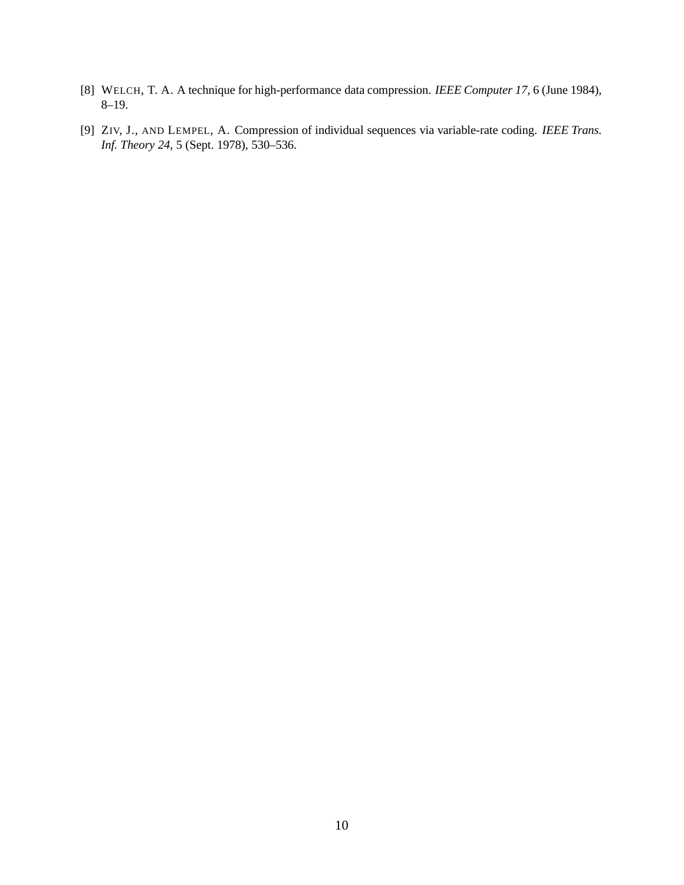[8] WELCH, T. A. A technique for high-performance data compression. *IEEE Computer 17*, 6 (June 1984), 8–19.

[9] ZIV, J., AND LEMPEL, A. Compression of individual sequences via variable-rate coding. *IEEE Trans. Inf. Theory 24*, 5 (Sept. 1978), 530–536.